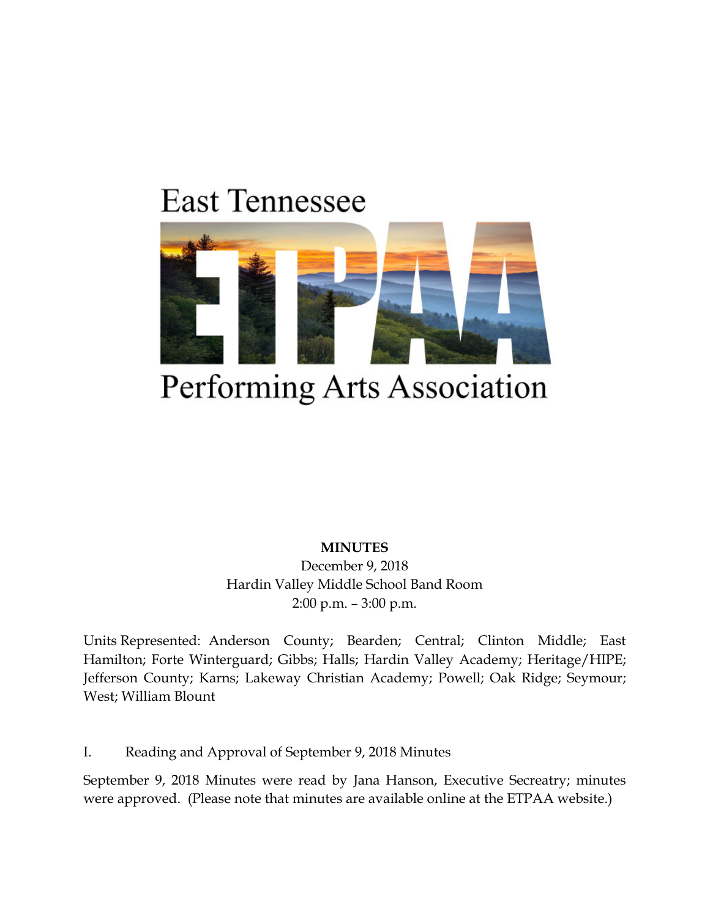East Tennessee

ETPAA

Performing Arts Association

**MINUTES**
December 9, 2018
Hardin Valley Middle School Band Room
2:00 p.m. – 3:00 p.m.

Units Represented: Anderson County; Bearden; Central; Clinton Middle; East Hamilton; Forte Winterguard; Gibbs; Halls; Hardin Valley Academy; Heritage/HIPE; Jefferson County; Karns; Lakeway Christian Academy; Powell; Oak Ridge; Seymour; West; William Blount

I. Reading and Approval of September 9, 2018 Minutes

September 9, 2018 Minutes were read by Jana Hanson, Executive Secreatry; minutes were approved. (Please note that minutes are available online at the ETPAA website.)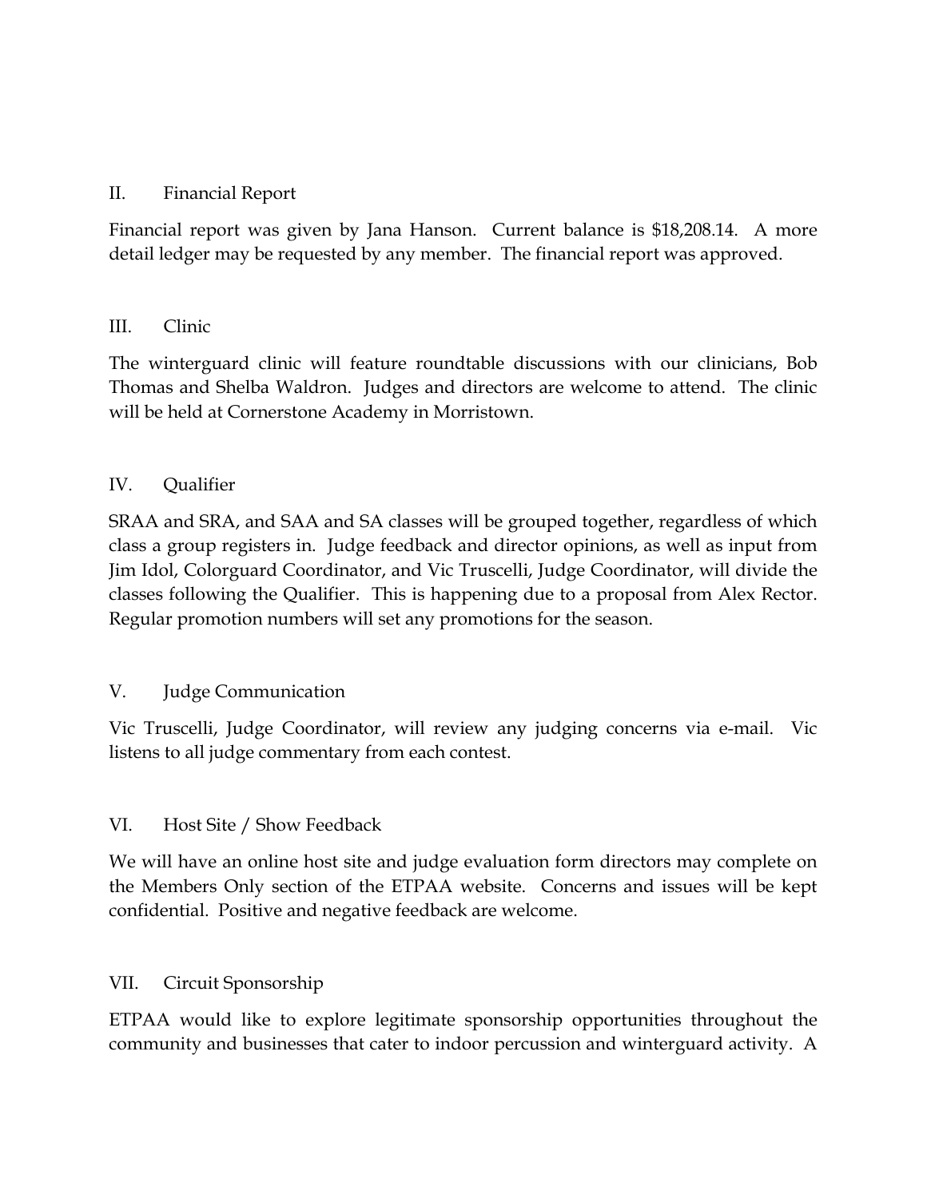## II. Financial Report

Financial report was given by Jana Hanson. Current balance is $18,208.14. A more detail ledger may be requested by any member. The financial report was approved.

## III. Clinic

The winterguard clinic will feature roundtable discussions with our clinicians, Bob Thomas and Shelba Waldron. Judges and directors are welcome to attend. The clinic will be held at Cornerstone Academy in Morristown.

## IV. Qualifier

SRAA and SRA, and SAA and SA classes will be grouped together, regardless of which class a group registers in. Judge feedback and director opinions, as well as input from Jim Idol, Colorguard Coordinator, and Vic Truscelli, Judge Coordinator, will divide the classes following the Qualifier. This is happening due to a proposal from Alex Rector. Regular promotion numbers will set any promotions for the season.

## V. Judge Communication

Vic Truscelli, Judge Coordinator, will review any judging concerns via e-mail. Vic listens to all judge commentary from each contest.

## VI. Host Site / Show Feedback

We will have an online host site and judge evaluation form directors may complete on the Members Only section of the ETPAA website. Concerns and issues will be kept confidential. Positive and negative feedback are welcome.

## VII. Circuit Sponsorship

ETPAA would like to explore legitimate sponsorship opportunities throughout the community and businesses that cater to indoor percussion and winterguard activity. A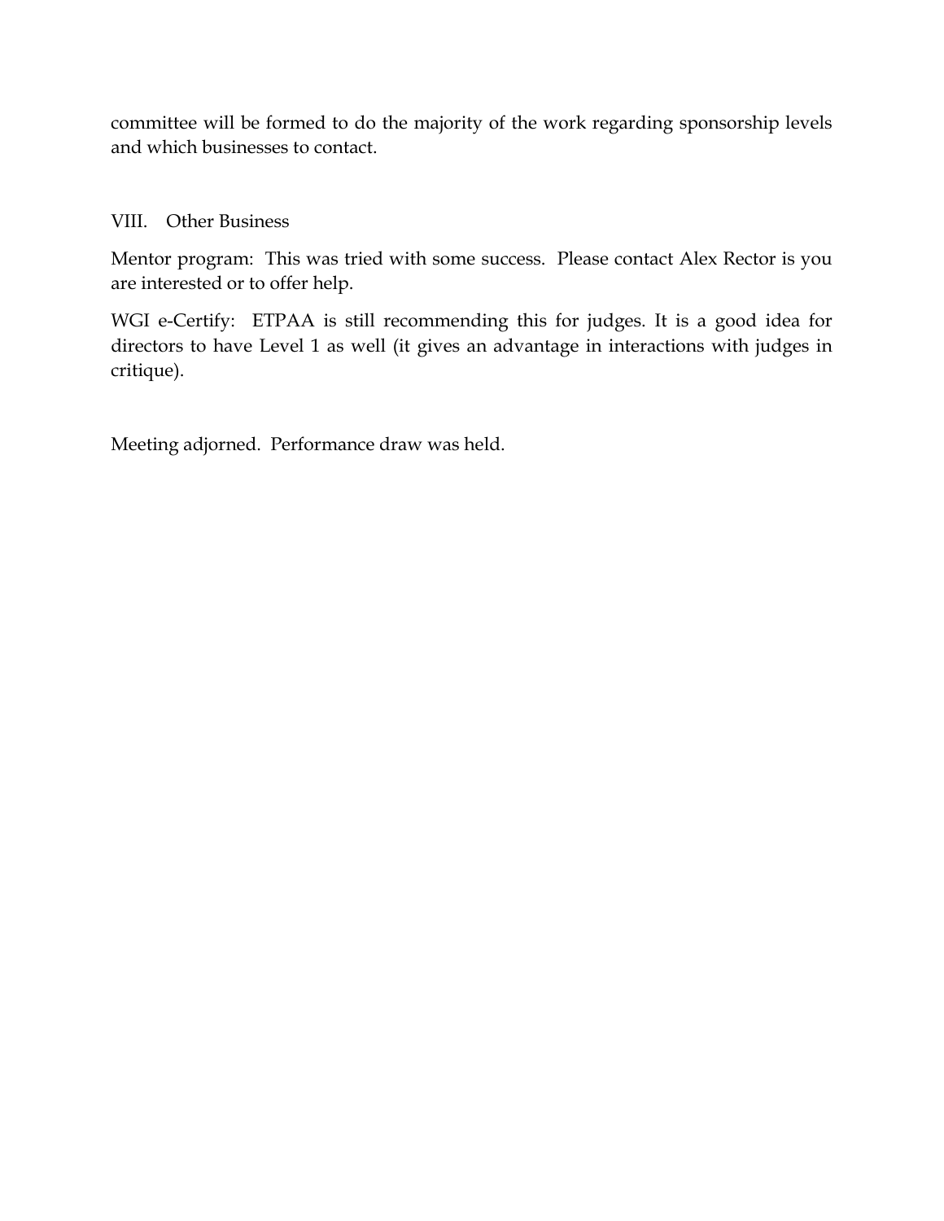committee will be formed to do the majority of the work regarding sponsorship levels and which businesses to contact.

VIII. Other Business

Mentor program: This was tried with some success. Please contact Alex Rector is you are interested or to offer help.

WGI e-Certify: ETPAA is still recommending this for judges. It is a good idea for directors to have Level 1 as well (it gives an advantage in interactions with judges in critique).

Meeting adjourned. Performance draw was held.